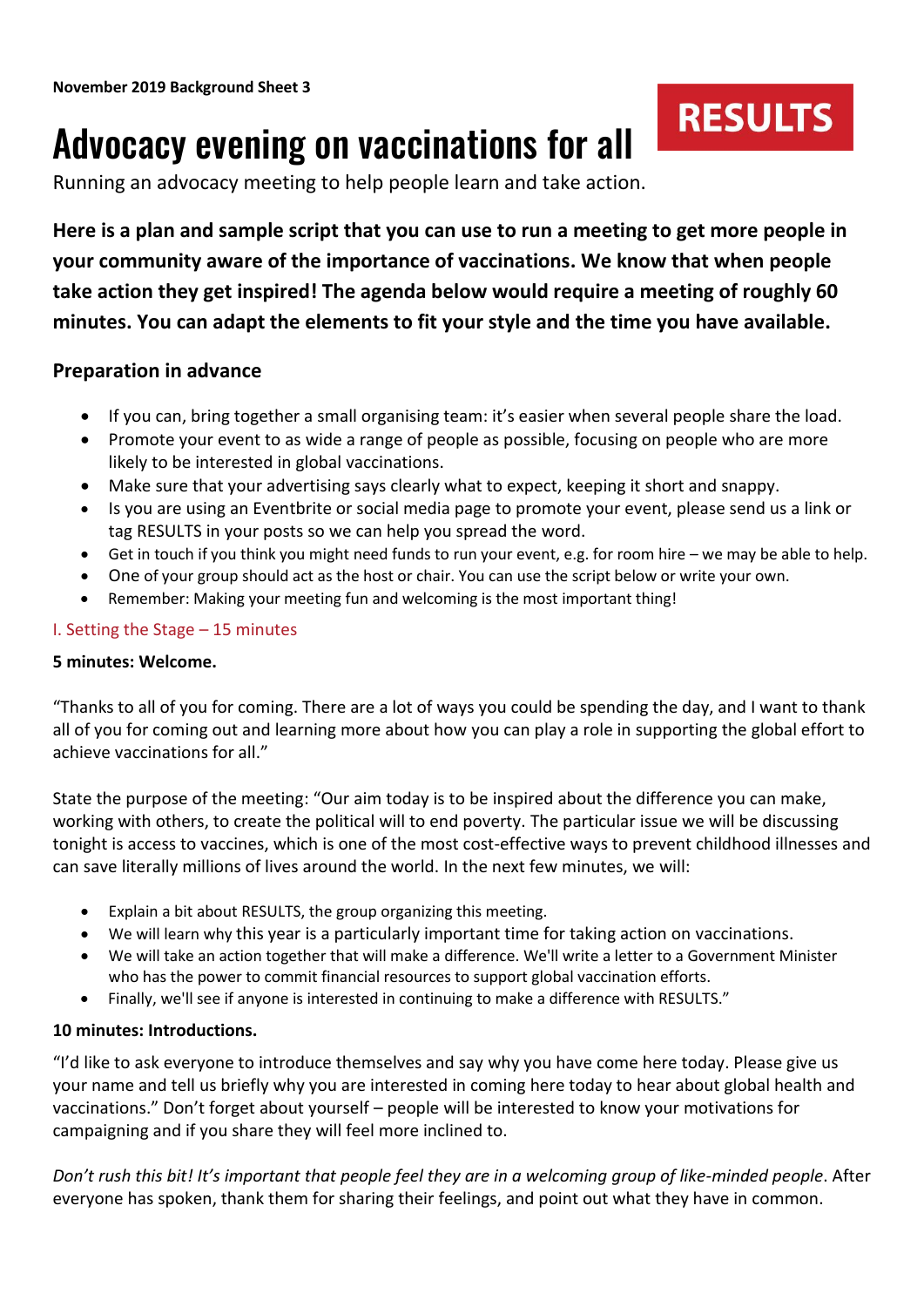**November 2019 Background Sheet 3**

RESULTS

# Advocacy evening on vaccinations for all

Running an advocacy meeting to help people learn and take action.

**Here is a plan and sample script that you can use to run a meeting to get more people in your community aware of the importance of vaccinations. We know that when people take action they get inspired! The agenda below would require a meeting of roughly 60 minutes. You can adapt the elements to fit your style and the time you have available.**

## Preparation in advance

- If you can, bring together a small organising team: it's easier when several people share the load.
- Promote your event to as wide a range of people as possible, focusing on people who are more likely to be interested in global vaccinations.
- Make sure that your advertising says clearly what to expect, keeping it short and snappy.
- Is you are using an Eventbrite or social media page to promote your event, please send us a link or tag RESULTS in your posts so we can help you spread the word.
- Get in touch if you think you might need funds to run your event, e.g. for room hire – we may be able to help.
- One of your group should act as the host or chair. You can use the script below or write your own.
- Remember: Making your meeting fun and welcoming is the most important thing!

### I. Setting the Stage – 15 minutes

**5 minutes: Welcome.**

"Thanks to all of you for coming. There are a lot of ways you could be spending the day, and I want to thank all of you for coming out and learning more about how you can play a role in supporting the global effort to achieve vaccinations for all."

State the purpose of the meeting: "Our aim today is to be inspired about the difference you can make, working with others, to create the political will to end poverty. The particular issue we will be discussing tonight is access to vaccines, which is one of the most cost-effective ways to prevent childhood illnesses and can save literally millions of lives around the world. In the next few minutes, we will:

- Explain a bit about RESULTS, the group organizing this meeting.
- We will learn why this year is a particularly important time for taking action on vaccinations.
- We will take an action together that will make a difference. We'll write a letter to a Government Minister who has the power to commit financial resources to support global vaccination efforts.
- Finally, we'll see if anyone is interested in continuing to make a difference with RESULTS."

**10 minutes: Introductions.**

"I'd like to ask everyone to introduce themselves and say why you have come here today. Please give us your name and tell us briefly why you are interested in coming here today to hear about global health and vaccinations." Don't forget about yourself – people will be interested to know your motivations for campaigning and if you share they will feel more inclined to.

*Don't rush this bit! It's important that people feel they are in a welcoming group of like-minded people*. After everyone has spoken, thank them for sharing their feelings, and point out what they have in common.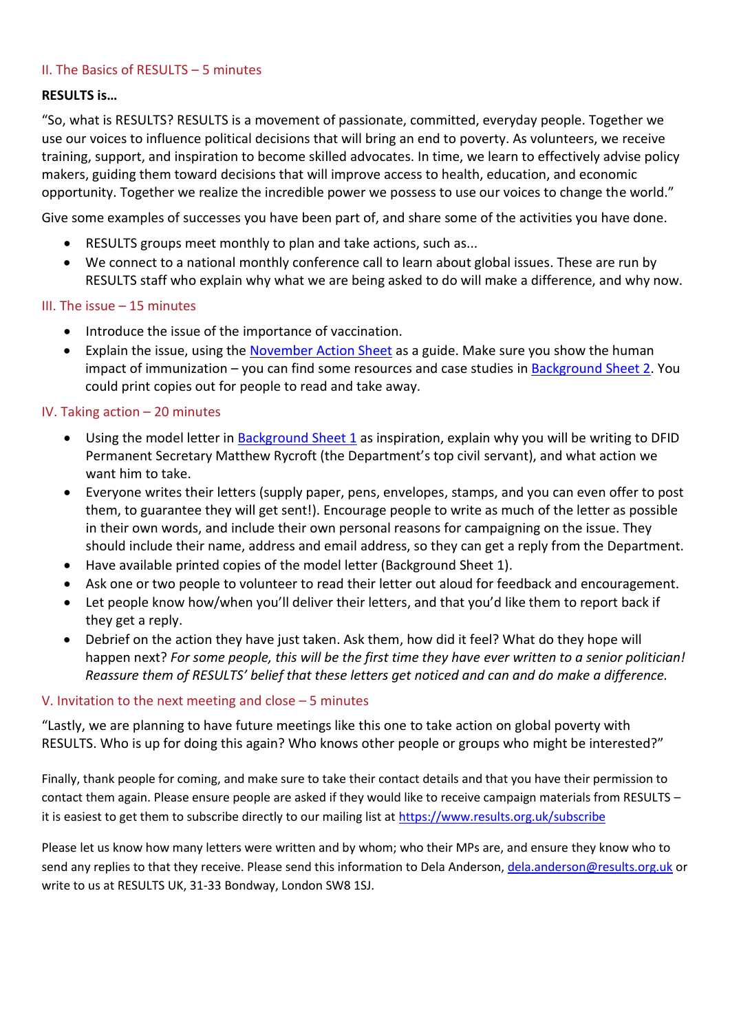## II. The Basics of RESULTS – 5 minutes

**RESULTS is…**

"So, what is RESULTS? RESULTS is a movement of passionate, committed, everyday people. Together we use our voices to influence political decisions that will bring an end to poverty. As volunteers, we receive training, support, and inspiration to become skilled advocates. In time, we learn to effectively advise policy makers, guiding them toward decisions that will improve access to health, education, and economic opportunity. Together we realize the incredible power we possess to use our voices to change the world."

Give some examples of successes you have been part of, and share some of the activities you have done.

- RESULTS groups meet monthly to plan and take actions, such as...
- We connect to a national monthly conference call to learn about global issues. These are run by RESULTS staff who explain why what we are being asked to do will make a difference, and why now.

## III. The issue – 15 minutes

- Introduce the issue of the importance of vaccination.
- Explain the issue, using the [November Action Sheet] as a guide. Make sure you show the human impact of immunization – you can find some resources and case studies in [Background Sheet 2]. You could print copies out for people to read and take away.

## IV. Taking action – 20 minutes

- Using the model letter in [Background Sheet 1] as inspiration, explain why you will be writing to DFID Permanent Secretary Matthew Rycroft (the Department's top civil servant), and what action we want him to take.
- Everyone writes their letters (supply paper, pens, envelopes, stamps, and you can even offer to post them, to guarantee they will get sent!). Encourage people to write as much of the letter as possible in their own words, and include their own personal reasons for campaigning on the issue. They should include their name, address and email address, so they can get a reply from the Department.
- Have available printed copies of the model letter (Background Sheet 1).
- Ask one or two people to volunteer to read their letter out aloud for feedback and encouragement.
- Let people know how/when you'll deliver their letters, and that you'd like them to report back if they get a reply.
- Debrief on the action they have just taken. Ask them, how did it feel? What do they hope will happen next? *For some people, this will be the first time they have ever written to a senior politician! Reassure them of RESULTS' belief that these letters get noticed and can and do make a difference.*

## V. Invitation to the next meeting and close – 5 minutes

"Lastly, we are planning to have future meetings like this one to take action on global poverty with RESULTS. Who is up for doing this again? Who knows other people or groups who might be interested?"

Finally, thank people for coming, and make sure to take their contact details and that you have their permission to contact them again. Please ensure people are asked if they would like to receive campaign materials from RESULTS – it is easiest to get them to subscribe directly to our mailing list at https://www.results.org.uk/subscribe

Please let us know how many letters were written and by whom; who their MPs are, and ensure they know who to send any replies to that they receive. Please send this information to Dela Anderson, dela.anderson@results.org.uk or write to us at RESULTS UK, 31-33 Bondway, London SW8 1SJ.